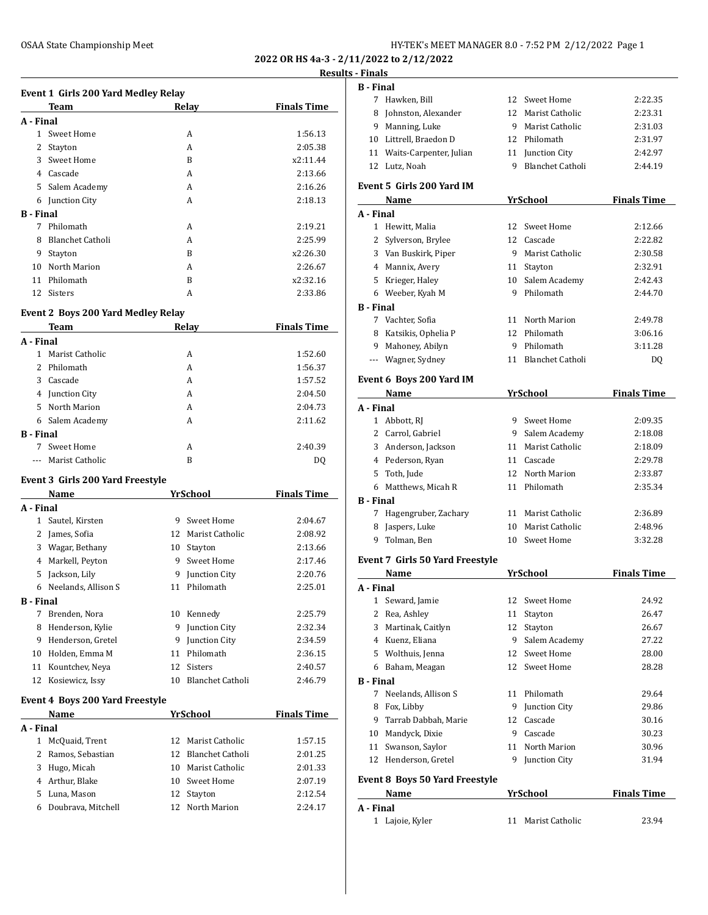**2022 OR HS 4a-3 - 2/11/2022 to 2/12/2022**

**Results - Finals**

### Event 1 Girls 200 Yard Medley Relay

| | Team | Relay | Finals Time |
|---|---|---|---|
| **A - Final** | | | |
| 1 | Sweet Home | A | 1:56.13 |
| 2 | Stayton | A | 2:05.38 |
| 3 | Sweet Home | B | x2:11.44 |
| 4 | Cascade | A | 2:13.66 |
| 5 | Salem Academy | A | 2:16.26 |
| 6 | Junction City | A | 2:18.13 |
| **B - Final** | | | |
| 7 | Philomath | A | 2:19.21 |
| 8 | Blanchet Catholi | A | 2:25.99 |
| 9 | Stayton | B | x2:26.30 |
| 10 | North Marion | A | 2:26.67 |
| 11 | Philomath | B | x2:32.16 |
| 12 | Sisters | A | 2:33.86 |

### Event 2 Boys 200 Yard Medley Relay

| | Team | Relay | Finals Time |
|---|---|---|---|
| **A - Final** | | | |
| 1 | Marist Catholic | A | 1:52.60 |
| 2 | Philomath | A | 1:56.37 |
| 3 | Cascade | A | 1:57.52 |
| 4 | Junction City | A | 2:04.50 |
| 5 | North Marion | A | 2:04.73 |
| 6 | Salem Academy | A | 2:11.62 |
| **B - Final** | | | |
| 7 | Sweet Home | A | 2:40.39 |
| --- | Marist Catholic | B | DQ |

### Event 3 Girls 200 Yard Freestyle

| | Name | Yr | School | Finals Time |
|---|---|---|---|---|
| **A - Final** | | | | |
| 1 | Sautel, Kirsten | 9 | Sweet Home | 2:04.67 |
| 2 | James, Sofia | 12 | Marist Catholic | 2:08.92 |
| 3 | Wagar, Bethany | 10 | Stayton | 2:13.66 |
| 4 | Markell, Peyton | 9 | Sweet Home | 2:17.46 |
| 5 | Jackson, Lily | 9 | Junction City | 2:20.76 |
| 6 | Neelands, Allison S | 11 | Philomath | 2:25.01 |
| **B - Final** | | | | |
| 7 | Brenden, Nora | 10 | Kennedy | 2:25.79 |
| 8 | Henderson, Kylie | 9 | Junction City | 2:32.34 |
| 9 | Henderson, Gretel | 9 | Junction City | 2:34.59 |
| 10 | Holden, Emma M | 11 | Philomath | 2:36.15 |
| 11 | Kountchev, Neya | 12 | Sisters | 2:40.57 |
| 12 | Kosiewicz, Issy | 10 | Blanchet Catholi | 2:46.79 |

### Event 4 Boys 200 Yard Freestyle

| | Name | Yr | School | Finals Time |
|---|---|---|---|---|
| **A - Final** | | | | |
| 1 | McQuaid, Trent | 12 | Marist Catholic | 1:57.15 |
| 2 | Ramos, Sebastian | 12 | Blanchet Catholi | 2:01.25 |
| 3 | Hugo, Micah | 10 | Marist Catholic | 2:01.33 |
| 4 | Arthur, Blake | 10 | Sweet Home | 2:07.19 |
| 5 | Luna, Mason | 12 | Stayton | 2:12.54 |
| 6 | Doubrava, Mitchell | 12 | North Marion | 2:24.17 |
| **B - Final** | | | | |
| 7 | Hawken, Bill | 12 | Sweet Home | 2:22.35 |
| 8 | Johnston, Alexander | 12 | Marist Catholic | 2:23.31 |
| 9 | Manning, Luke | 9 | Marist Catholic | 2:31.03 |
| 10 | Littrell, Braedon D | 12 | Philomath | 2:31.97 |
| 11 | Waits-Carpenter, Julian | 11 | Junction City | 2:42.97 |
| 12 | Lutz, Noah | 9 | Blanchet Catholi | 2:44.19 |

### Event 5 Girls 200 Yard IM

| | Name | Yr | School | Finals Time |
|---|---|---|---|---|
| **A - Final** | | | | |
| 1 | Hewitt, Malia | 12 | Sweet Home | 2:12.66 |
| 2 | Sylverson, Brylee | 12 | Cascade | 2:22.82 |
| 3 | Van Buskirk, Piper | 9 | Marist Catholic | 2:30.58 |
| 4 | Mannix, Avery | 11 | Stayton | 2:32.91 |
| 5 | Krieger, Haley | 10 | Salem Academy | 2:42.43 |
| 6 | Weeber, Kyah M | 9 | Philomath | 2:44.70 |
| **B - Final** | | | | |
| 7 | Vachter, Sofia | 11 | North Marion | 2:49.78 |
| 8 | Katsikis, Ophelia P | 12 | Philomath | 3:06.16 |
| 9 | Mahoney, Abilyn | 9 | Philomath | 3:11.28 |
| --- | Wagner, Sydney | 11 | Blanchet Catholi | DQ |

### Event 6 Boys 200 Yard IM

| | Name | Yr | School | Finals Time |
|---|---|---|---|---|
| **A - Final** | | | | |
| 1 | Abbott, RJ | 9 | Sweet Home | 2:09.35 |
| 2 | Carrol, Gabriel | 9 | Salem Academy | 2:18.08 |
| 3 | Anderson, Jackson | 11 | Marist Catholic | 2:18.09 |
| 4 | Pederson, Ryan | 11 | Cascade | 2:29.78 |
| 5 | Toth, Jude | 12 | North Marion | 2:33.87 |
| 6 | Matthews, Micah R | 11 | Philomath | 2:35.34 |
| **B - Final** | | | | |
| 7 | Hagengruber, Zachary | 11 | Marist Catholic | 2:36.89 |
| 8 | Jaspers, Luke | 10 | Marist Catholic | 2:48.96 |
| 9 | Tolman, Ben | 10 | Sweet Home | 3:32.28 |

### Event 7 Girls 50 Yard Freestyle

| | Name | Yr | School | Finals Time |
|---|---|---|---|---|
| **A - Final** | | | | |
| 1 | Seward, Jamie | 12 | Sweet Home | 24.92 |
| 2 | Rea, Ashley | 11 | Stayton | 26.47 |
| 3 | Martinak, Caitlyn | 12 | Stayton | 26.67 |
| 4 | Kuenz, Eliana | 9 | Salem Academy | 27.22 |
| 5 | Wolthuis, Jenna | 12 | Sweet Home | 28.00 |
| 6 | Baham, Meagan | 12 | Sweet Home | 28.28 |
| **B - Final** | | | | |
| 7 | Neelands, Allison S | 11 | Philomath | 29.64 |
| 8 | Fox, Libby | 9 | Junction City | 29.86 |
| 9 | Tarrab Dabbah, Marie | 12 | Cascade | 30.16 |
| 10 | Mandyck, Dixie | 9 | Cascade | 30.23 |
| 11 | Swanson, Saylor | 11 | North Marion | 30.96 |
| 12 | Henderson, Gretel | 9 | Junction City | 31.94 |

### Event 8 Boys 50 Yard Freestyle

| | Name | Yr | School | Finals Time |
|---|---|---|---|---|
| **A - Final** | | | | |
| 1 | Lajoie, Kyler | 11 | Marist Catholic | 23.94 |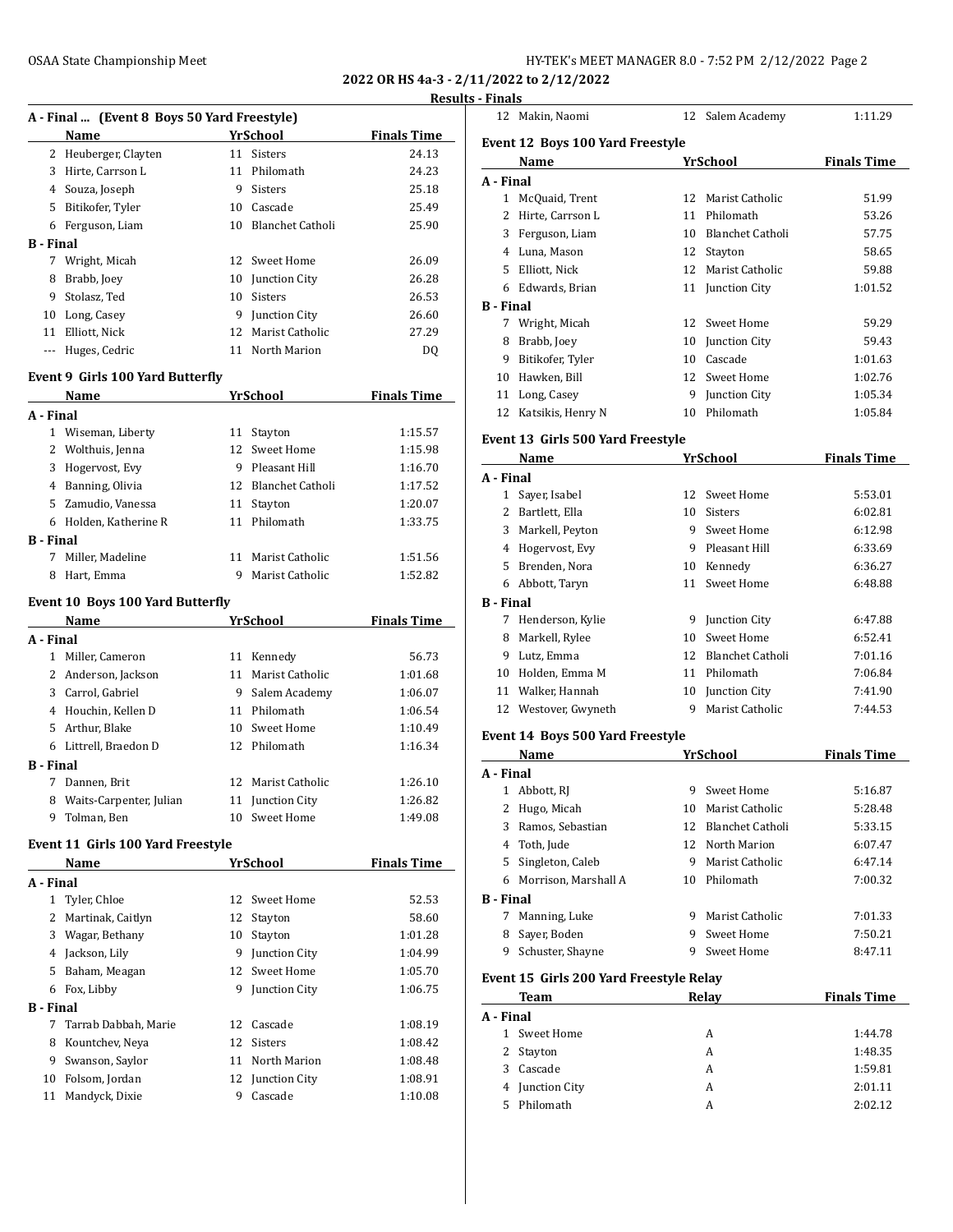**2022 OR HS 4a-3 - 2/11/2022 to 2/12/2022**

**Results - Finals**

### A - Final ... (Event 8 Boys 50 Yard Freestyle)

| | Name | Yr | School | Finals Time |
|---|---|---|---|---|
| 2 | Heuberger, Clayten | 11 | Sisters | 24.13 |
| 3 | Hirte, Carrson L | 11 | Philomath | 24.23 |
| 4 | Souza, Joseph | 9 | Sisters | 25.18 |
| 5 | Bitikofer, Tyler | 10 | Cascade | 25.49 |
| 6 | Ferguson, Liam | 10 | Blanchet Catholi | 25.90 |
| **B - Final** | | | | |
| 7 | Wright, Micah | 12 | Sweet Home | 26.09 |
| 8 | Brabb, Joey | 10 | Junction City | 26.28 |
| 9 | Stolasz, Ted | 10 | Sisters | 26.53 |
| 10 | Long, Casey | 9 | Junction City | 26.60 |
| 11 | Elliott, Nick | 12 | Marist Catholic | 27.29 |
| --- | Huges, Cedric | 11 | North Marion | DQ |

### Event 9 Girls 100 Yard Butterfly

| | Name | Yr | School | Finals Time |
|---|---|---|---|---|
| **A - Final** | | | | |
| 1 | Wiseman, Liberty | 11 | Stayton | 1:15.57 |
| 2 | Wolthuis, Jenna | 12 | Sweet Home | 1:15.98 |
| 3 | Hogervost, Evy | 9 | Pleasant Hill | 1:16.70 |
| 4 | Banning, Olivia | 12 | Blanchet Catholi | 1:17.52 |
| 5 | Zamudio, Vanessa | 11 | Stayton | 1:20.07 |
| 6 | Holden, Katherine R | 11 | Philomath | 1:33.75 |
| **B - Final** | | | | |
| 7 | Miller, Madeline | 11 | Marist Catholic | 1:51.56 |
| 8 | Hart, Emma | 9 | Marist Catholic | 1:52.82 |

### Event 10 Boys 100 Yard Butterfly

| | Name | Yr | School | Finals Time |
|---|---|---|---|---|
| **A - Final** | | | | |
| 1 | Miller, Cameron | 11 | Kennedy | 56.73 |
| 2 | Anderson, Jackson | 11 | Marist Catholic | 1:01.68 |
| 3 | Carrol, Gabriel | 9 | Salem Academy | 1:06.07 |
| 4 | Houchin, Kellen D | 11 | Philomath | 1:06.54 |
| 5 | Arthur, Blake | 10 | Sweet Home | 1:10.49 |
| 6 | Littrell, Braedon D | 12 | Philomath | 1:16.34 |
| **B - Final** | | | | |
| 7 | Dannen, Brit | 12 | Marist Catholic | 1:26.10 |
| 8 | Waits-Carpenter, Julian | 11 | Junction City | 1:26.82 |
| 9 | Tolman, Ben | 10 | Sweet Home | 1:49.08 |

### Event 11 Girls 100 Yard Freestyle

| | Name | Yr | School | Finals Time |
|---|---|---|---|---|
| **A - Final** | | | | |
| 1 | Tyler, Chloe | 12 | Sweet Home | 52.53 |
| 2 | Martinak, Caitlyn | 12 | Stayton | 58.60 |
| 3 | Wagar, Bethany | 10 | Stayton | 1:01.28 |
| 4 | Jackson, Lily | 9 | Junction City | 1:04.99 |
| 5 | Baham, Meagan | 12 | Sweet Home | 1:05.70 |
| 6 | Fox, Libby | 9 | Junction City | 1:06.75 |
| **B - Final** | | | | |
| 7 | Tarrab Dabbah, Marie | 12 | Cascade | 1:08.19 |
| 8 | Kountchev, Neya | 12 | Sisters | 1:08.42 |
| 9 | Swanson, Saylor | 11 | North Marion | 1:08.48 |
| 10 | Folsom, Jordan | 12 | Junction City | 1:08.91 |
| 11 | Mandyck, Dixie | 9 | Cascade | 1:10.08 |
| 12 | Makin, Naomi | 12 | Salem Academy | 1:11.29 |

### Event 12 Boys 100 Yard Freestyle

| | Name | Yr | School | Finals Time |
|---|---|---|---|---|
| **A - Final** | | | | |
| 1 | McQuaid, Trent | 12 | Marist Catholic | 51.99 |
| 2 | Hirte, Carrson L | 11 | Philomath | 53.26 |
| 3 | Ferguson, Liam | 10 | Blanchet Catholi | 57.75 |
| 4 | Luna, Mason | 12 | Stayton | 58.65 |
| 5 | Elliott, Nick | 12 | Marist Catholic | 59.88 |
| 6 | Edwards, Brian | 11 | Junction City | 1:01.52 |
| **B - Final** | | | | |
| 7 | Wright, Micah | 12 | Sweet Home | 59.29 |
| 8 | Brabb, Joey | 10 | Junction City | 59.43 |
| 9 | Bitikofer, Tyler | 10 | Cascade | 1:01.63 |
| 10 | Hawken, Bill | 12 | Sweet Home | 1:02.76 |
| 11 | Long, Casey | 9 | Junction City | 1:05.34 |
| 12 | Katsikis, Henry N | 10 | Philomath | 1:05.84 |

### Event 13 Girls 500 Yard Freestyle

| | Name | Yr | School | Finals Time |
|---|---|---|---|---|
| **A - Final** | | | | |
| 1 | Sayer, Isabel | 12 | Sweet Home | 5:53.01 |
| 2 | Bartlett, Ella | 10 | Sisters | 6:02.81 |
| 3 | Markell, Peyton | 9 | Sweet Home | 6:12.98 |
| 4 | Hogervost, Evy | 9 | Pleasant Hill | 6:33.69 |
| 5 | Brenden, Nora | 10 | Kennedy | 6:36.27 |
| 6 | Abbott, Taryn | 11 | Sweet Home | 6:48.88 |
| **B - Final** | | | | |
| 7 | Henderson, Kylie | 9 | Junction City | 6:47.88 |
| 8 | Markell, Rylee | 10 | Sweet Home | 6:52.41 |
| 9 | Lutz, Emma | 12 | Blanchet Catholi | 7:01.16 |
| 10 | Holden, Emma M | 11 | Philomath | 7:06.84 |
| 11 | Walker, Hannah | 10 | Junction City | 7:41.90 |
| 12 | Westover, Gwyneth | 9 | Marist Catholic | 7:44.53 |

### Event 14 Boys 500 Yard Freestyle

| | Name | Yr | School | Finals Time |
|---|---|---|---|---|
| **A - Final** | | | | |
| 1 | Abbott, RJ | 9 | Sweet Home | 5:16.87 |
| 2 | Hugo, Micah | 10 | Marist Catholic | 5:28.48 |
| 3 | Ramos, Sebastian | 12 | Blanchet Catholi | 5:33.15 |
| 4 | Toth, Jude | 12 | North Marion | 6:07.47 |
| 5 | Singleton, Caleb | 9 | Marist Catholic | 6:47.14 |
| 6 | Morrison, Marshall A | 10 | Philomath | 7:00.32 |
| **B - Final** | | | | |
| 7 | Manning, Luke | 9 | Marist Catholic | 7:01.33 |
| 8 | Sayer, Boden | 9 | Sweet Home | 7:50.21 |
| 9 | Schuster, Shayne | 9 | Sweet Home | 8:47.11 |

### Event 15 Girls 200 Yard Freestyle Relay

| | Team | Relay | Finals Time |
|---|---|---|---|
| **A - Final** | | | |
| 1 | Sweet Home | A | 1:44.78 |
| 2 | Stayton | A | 1:48.35 |
| 3 | Cascade | A | 1:59.81 |
| 4 | Junction City | A | 2:01.11 |
| 5 | Philomath | A | 2:02.12 |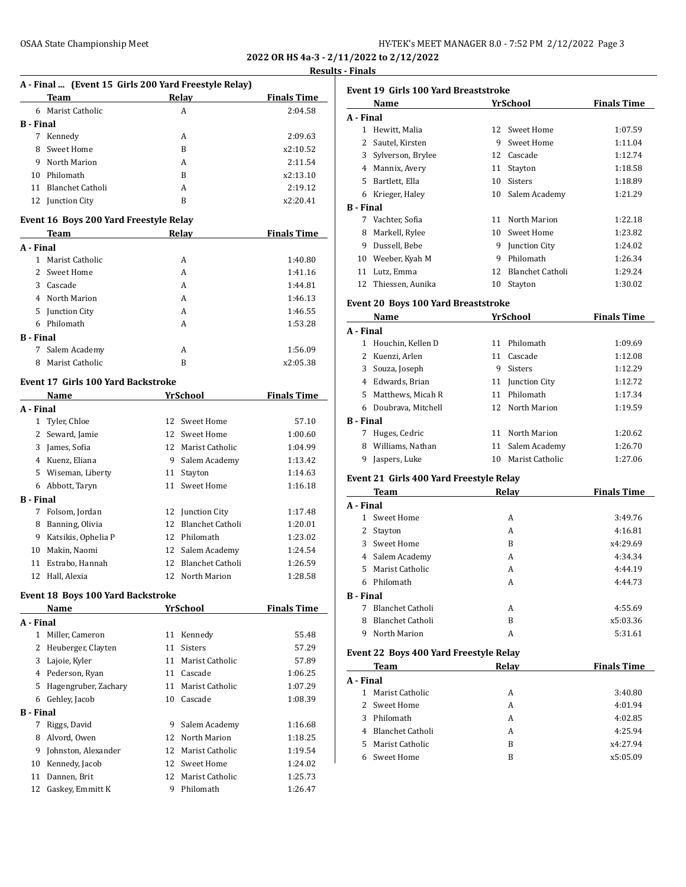2022 OR HS 4a-3 - 2/11/2022 to 2/12/2022

Results - Finals

### A - Final ... (Event 15 Girls 200 Yard Freestyle Relay)

| | Team | Relay | Finals Time |
|---|---|---|---|
| 6 | Marist Catholic | A | 2:04.58 |
| **B - Final** | | | |
| 7 | Kennedy | A | 2:09.63 |
| 8 | Sweet Home | B | x2:10.52 |
| 9 | North Marion | A | 2:11.54 |
| 10 | Philomath | B | x2:13.10 |
| 11 | Blanchet Catholi | A | 2:19.12 |
| 12 | Junction City | B | x2:20.41 |

### Event 16 Boys 200 Yard Freestyle Relay

| | Team | Relay | Finals Time |
|---|---|---|---|
| **A - Final** | | | |
| 1 | Marist Catholic | A | 1:40.80 |
| 2 | Sweet Home | A | 1:41.16 |
| 3 | Cascade | A | 1:44.81 |
| 4 | North Marion | A | 1:46.13 |
| 5 | Junction City | A | 1:46.55 |
| 6 | Philomath | A | 1:53.28 |
| **B - Final** | | | |
| 7 | Salem Academy | A | 1:56.09 |
| 8 | Marist Catholic | B | x2:05.38 |

### Event 17 Girls 100 Yard Backstroke

| | Name | Yr | School | Finals Time |
|---|---|---|---|---|
| **A - Final** | | | | |
| 1 | Tyler, Chloe | 12 | Sweet Home | 57.10 |
| 2 | Seward, Jamie | 12 | Sweet Home | 1:00.60 |
| 3 | James, Sofia | 12 | Marist Catholic | 1:04.99 |
| 4 | Kuenz, Eliana | 9 | Salem Academy | 1:13.42 |
| 5 | Wiseman, Liberty | 11 | Stayton | 1:14.63 |
| 6 | Abbott, Taryn | 11 | Sweet Home | 1:16.18 |
| **B - Final** | | | | |
| 7 | Folsom, Jordan | 12 | Junction City | 1:17.48 |
| 8 | Banning, Olivia | 12 | Blanchet Catholi | 1:20.01 |
| 9 | Katsikis, Ophelia P | 12 | Philomath | 1:23.02 |
| 10 | Makin, Naomi | 12 | Salem Academy | 1:24.54 |
| 11 | Estrabo, Hannah | 12 | Blanchet Catholi | 1:26.59 |
| 12 | Hall, Alexia | 12 | North Marion | 1:28.58 |

### Event 18 Boys 100 Yard Backstroke

| | Name | Yr | School | Finals Time |
|---|---|---|---|---|
| **A - Final** | | | | |
| 1 | Miller, Cameron | 11 | Kennedy | 55.48 |
| 2 | Heuberger, Clayten | 11 | Sisters | 57.29 |
| 3 | Lajoie, Kyler | 11 | Marist Catholic | 57.89 |
| 4 | Pederson, Ryan | 11 | Cascade | 1:06.25 |
| 5 | Hagengruber, Zachary | 11 | Marist Catholic | 1:07.29 |
| 6 | Gehley, Jacob | 10 | Cascade | 1:08.39 |
| **B - Final** | | | | |
| 7 | Riggs, David | 9 | Salem Academy | 1:16.68 |
| 8 | Alvord, Owen | 12 | North Marion | 1:18.25 |
| 9 | Johnston, Alexander | 12 | Marist Catholic | 1:19.54 |
| 10 | Kennedy, Jacob | 12 | Sweet Home | 1:24.02 |
| 11 | Dannen, Brit | 12 | Marist Catholic | 1:25.73 |
| 12 | Gaskey, Emmitt K | 9 | Philomath | 1:26.47 |

### Event 19 Girls 100 Yard Breaststroke

| | Name | Yr | School | Finals Time |
|---|---|---|---|---|
| **A - Final** | | | | |
| 1 | Hewitt, Malia | 12 | Sweet Home | 1:07.59 |
| 2 | Sautel, Kirsten | 9 | Sweet Home | 1:11.04 |
| 3 | Sylverson, Brylee | 12 | Cascade | 1:12.74 |
| 4 | Mannix, Avery | 11 | Stayton | 1:18.58 |
| 5 | Bartlett, Ella | 10 | Sisters | 1:18.89 |
| 6 | Krieger, Haley | 10 | Salem Academy | 1:21.29 |
| **B - Final** | | | | |
| 7 | Vachter, Sofia | 11 | North Marion | 1:22.18 |
| 8 | Markell, Rylee | 10 | Sweet Home | 1:23.82 |
| 9 | Dussell, Bebe | 9 | Junction City | 1:24.02 |
| 10 | Weeber, Kyah M | 9 | Philomath | 1:26.34 |
| 11 | Lutz, Emma | 12 | Blanchet Catholi | 1:29.24 |
| 12 | Thiessen, Aunika | 10 | Stayton | 1:30.02 |

### Event 20 Boys 100 Yard Breaststroke

| | Name | Yr | School | Finals Time |
|---|---|---|---|---|
| **A - Final** | | | | |
| 1 | Houchin, Kellen D | 11 | Philomath | 1:09.69 |
| 2 | Kuenzi, Arlen | 11 | Cascade | 1:12.08 |
| 3 | Souza, Joseph | 9 | Sisters | 1:12.29 |
| 4 | Edwards, Brian | 11 | Junction City | 1:12.72 |
| 5 | Matthews, Micah R | 11 | Philomath | 1:17.34 |
| 6 | Doubrava, Mitchell | 12 | North Marion | 1:19.59 |
| **B - Final** | | | | |
| 7 | Huges, Cedric | 11 | North Marion | 1:20.62 |
| 8 | Williams, Nathan | 11 | Salem Academy | 1:26.70 |
| 9 | Jaspers, Luke | 10 | Marist Catholic | 1:27.06 |

### Event 21 Girls 400 Yard Freestyle Relay

| | Team | Relay | Finals Time |
|---|---|---|---|
| **A - Final** | | | |
| 1 | Sweet Home | A | 3:49.76 |
| 2 | Stayton | A | 4:16.81 |
| 3 | Sweet Home | B | x4:29.69 |
| 4 | Salem Academy | A | 4:34.34 |
| 5 | Marist Catholic | A | 4:44.19 |
| 6 | Philomath | A | 4:44.73 |
| **B - Final** | | | |
| 7 | Blanchet Catholi | A | 4:55.69 |
| 8 | Blanchet Catholi | B | x5:03.36 |
| 9 | North Marion | A | 5:31.61 |

### Event 22 Boys 400 Yard Freestyle Relay

| | Team | Relay | Finals Time |
|---|---|---|---|
| **A - Final** | | | |
| 1 | Marist Catholic | A | 3:40.80 |
| 2 | Sweet Home | A | 4:01.94 |
| 3 | Philomath | A | 4:02.85 |
| 4 | Blanchet Catholi | A | 4:25.94 |
| 5 | Marist Catholic | B | x4:27.94 |
| 6 | Sweet Home | B | x5:05.09 |